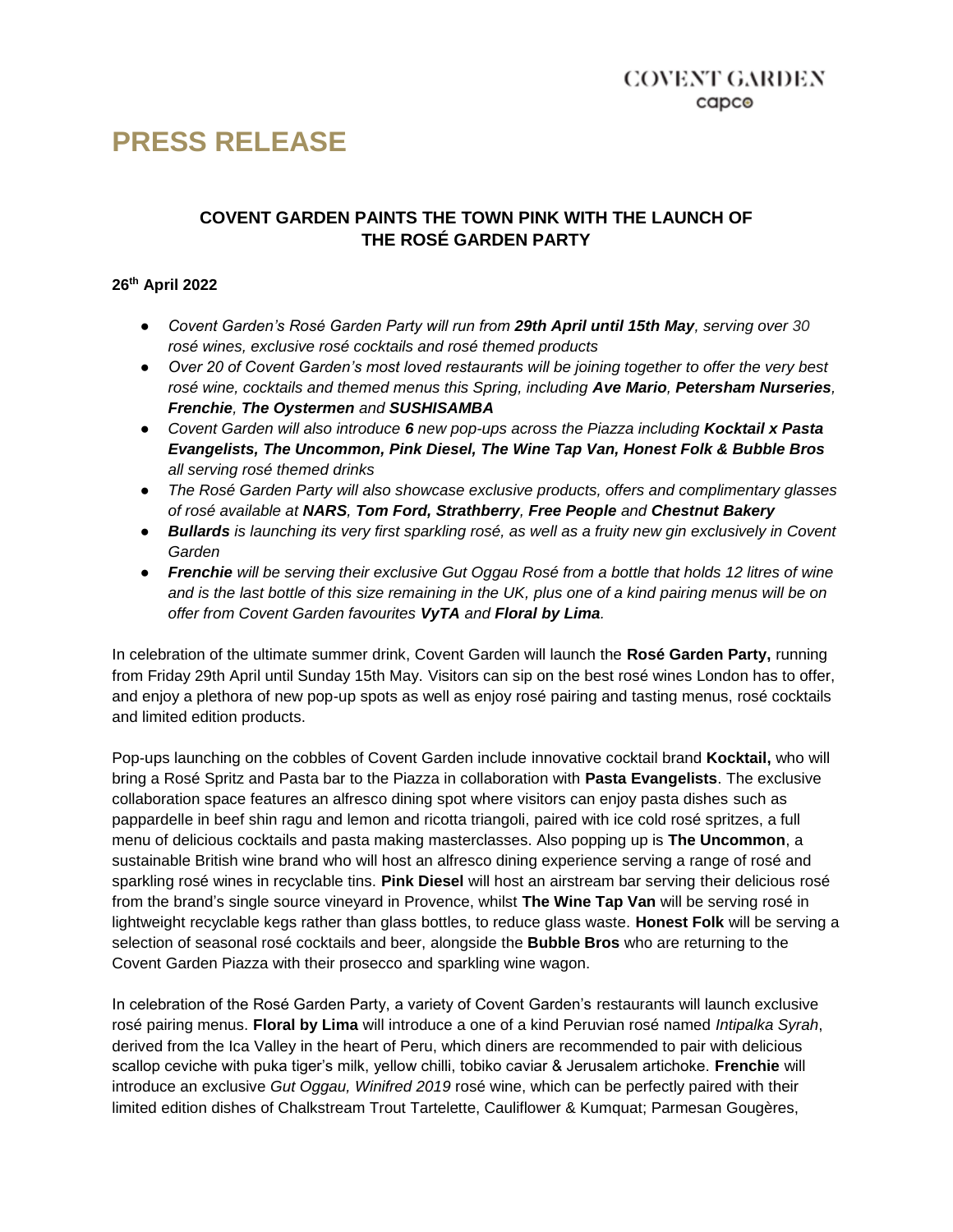COVENT GARDEN
capco

# PRESS RELEASE

## COVENT GARDEN PAINTS THE TOWN PINK WITH THE LAUNCH OF THE ROSÉ GARDEN PARTY

**26th April 2022**

- *Covent Garden's Rosé Garden Party will run from **29th April until 15th May**, serving over 30 rosé wines, exclusive rosé cocktails and rosé themed products*
- *Over 20 of Covent Garden's most loved restaurants will be joining together to offer the very best rosé wine, cocktails and themed menus this Spring, including **Ave Mario**, **Petersham Nurseries**, **Frenchie**, **The Oystermen** and **SUSHISAMBA***
- *Covent Garden will also introduce **6** new pop-ups across the Piazza including **Kocktail x Pasta Evangelists, The Uncommon, Pink Diesel, The Wine Tap Van, Honest Folk & Bubble Bros** all serving rosé themed drinks*
- *The Rosé Garden Party will also showcase exclusive products, offers and complimentary glasses of rosé available at **NARS**, **Tom Ford, Strathberry**, **Free People** and **Chestnut Bakery***
- ***Bullards** is launching its very first sparkling rosé, as well as a fruity new gin exclusively in Covent Garden*
- ***Frenchie** will be serving their exclusive Gut Oggau Rosé from a bottle that holds 12 litres of wine and is the last bottle of this size remaining in the UK, plus one of a kind pairing menus will be on offer from Covent Garden favourites **VyTA** and **Floral by Lima**.*

In celebration of the ultimate summer drink, Covent Garden will launch the **Rosé Garden Party,** running from Friday 29th April until Sunday 15th May. Visitors can sip on the best rosé wines London has to offer, and enjoy a plethora of new pop-up spots as well as enjoy rosé pairing and tasting menus, rosé cocktails and limited edition products.

Pop-ups launching on the cobbles of Covent Garden include innovative cocktail brand **Kocktail,** who will bring a Rosé Spritz and Pasta bar to the Piazza in collaboration with **Pasta Evangelists**. The exclusive collaboration space features an alfresco dining spot where visitors can enjoy pasta dishes such as pappardelle in beef shin ragu and lemon and ricotta triangoli, paired with ice cold rosé spritzes, a full menu of delicious cocktails and pasta making masterclasses. Also popping up is **The Uncommon**, a sustainable British wine brand who will host an alfresco dining experience serving a range of rosé and sparkling rosé wines in recyclable tins. **Pink Diesel** will host an airstream bar serving their delicious rosé from the brand's single source vineyard in Provence, whilst **The Wine Tap Van** will be serving rosé in lightweight recyclable kegs rather than glass bottles, to reduce glass waste. **Honest Folk** will be serving a selection of seasonal rosé cocktails and beer, alongside the **Bubble Bros** who are returning to the Covent Garden Piazza with their prosecco and sparkling wine wagon.

In celebration of the Rosé Garden Party, a variety of Covent Garden's restaurants will launch exclusive rosé pairing menus. **Floral by Lima** will introduce a one of a kind Peruvian rosé named *Intipalka Syrah*, derived from the Ica Valley in the heart of Peru, which diners are recommended to pair with delicious scallop ceviche with puka tiger's milk, yellow chilli, tobiko caviar & Jerusalem artichoke. **Frenchie** will introduce an exclusive *Gut Oggau, Winifred 2019* rosé wine, which can be perfectly paired with their limited edition dishes of Chalkstream Trout Tartelette, Cauliflower & Kumquat; Parmesan Gougères,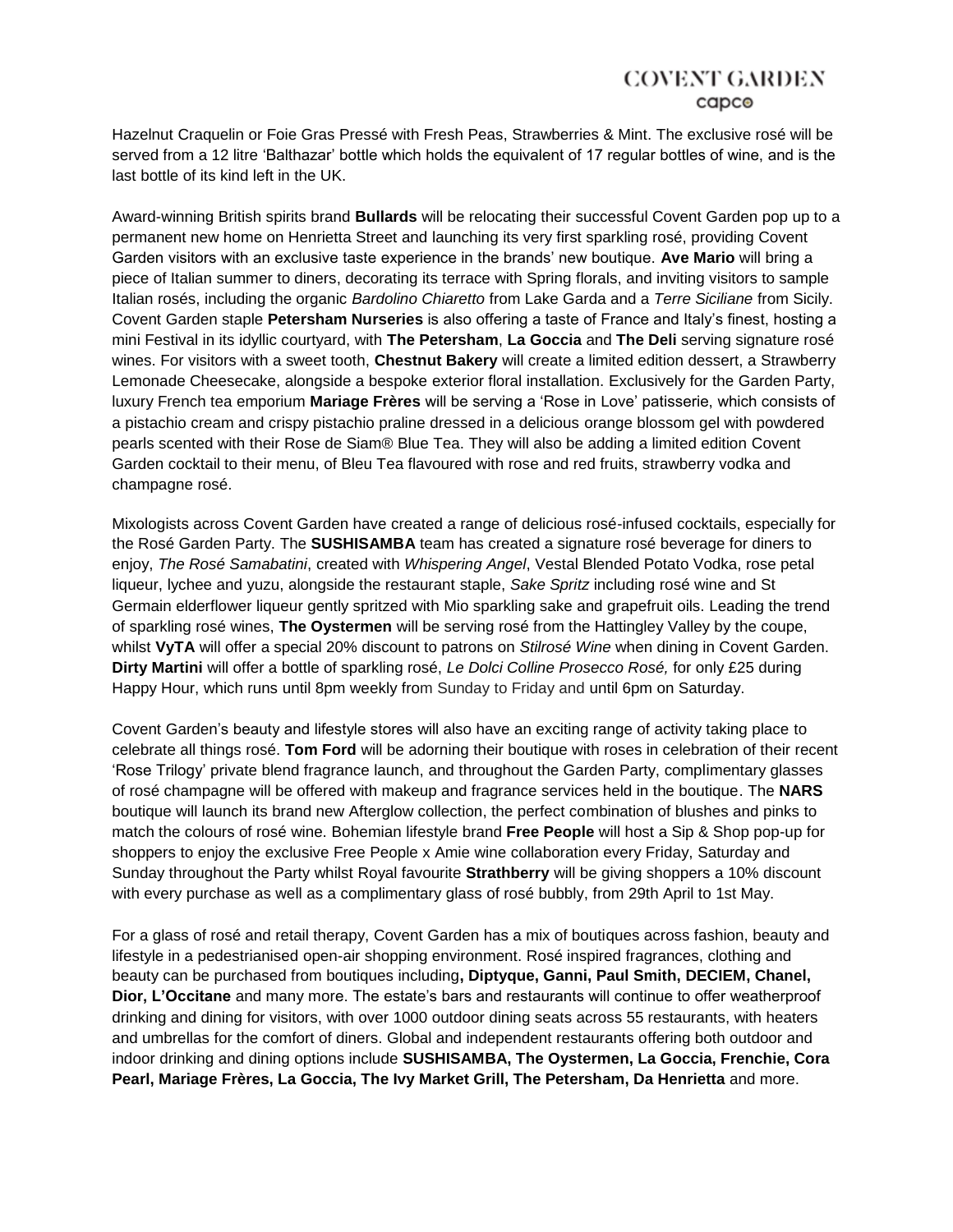Hazelnut Craquelin or Foie Gras Pressé with Fresh Peas, Strawberries & Mint. The exclusive rosé will be served from a 12 litre 'Balthazar' bottle which holds the equivalent of 17 regular bottles of wine, and is the last bottle of its kind left in the UK.

Award-winning British spirits brand **Bullards** will be relocating their successful Covent Garden pop up to a permanent new home on Henrietta Street and launching its very first sparkling rosé, providing Covent Garden visitors with an exclusive taste experience in the brands' new boutique. **Ave Mario** will bring a piece of Italian summer to diners, decorating its terrace with Spring florals, and inviting visitors to sample Italian rosés, including the organic *Bardolino Chiaretto* from Lake Garda and a *Terre Siciliane* from Sicily. Covent Garden staple **Petersham Nurseries** is also offering a taste of France and Italy's finest, hosting a mini Festival in its idyllic courtyard, with **The Petersham**, **La Goccia** and **The Deli** serving signature rosé wines. For visitors with a sweet tooth, **Chestnut Bakery** will create a limited edition dessert, a Strawberry Lemonade Cheesecake, alongside a bespoke exterior floral installation. Exclusively for the Garden Party, luxury French tea emporium **Mariage Frères** will be serving a 'Rose in Love' patisserie, which consists of a pistachio cream and crispy pistachio praline dressed in a delicious orange blossom gel with powdered pearls scented with their Rose de Siam® Blue Tea. They will also be adding a limited edition Covent Garden cocktail to their menu, of Bleu Tea flavoured with rose and red fruits, strawberry vodka and champagne rosé.

Mixologists across Covent Garden have created a range of delicious rosé-infused cocktails, especially for the Rosé Garden Party. The **SUSHISAMBA** team has created a signature rosé beverage for diners to enjoy, *The Rosé Samabatini*, created with *Whispering Angel*, Vestal Blended Potato Vodka, rose petal liqueur, lychee and yuzu, alongside the restaurant staple, *Sake Spritz* including rosé wine and St Germain elderflower liqueur gently spritzed with Mio sparkling sake and grapefruit oils. Leading the trend of sparkling rosé wines, **The Oystermen** will be serving rosé from the Hattingley Valley by the coupe, whilst **VyTA** will offer a special 20% discount to patrons on *Stilrosé Wine* when dining in Covent Garden. **Dirty Martini** will offer a bottle of sparkling rosé, *Le Dolci Colline Prosecco Rosé,* for only £25 during Happy Hour, which runs until 8pm weekly from Sunday to Friday and until 6pm on Saturday.

Covent Garden's beauty and lifestyle stores will also have an exciting range of activity taking place to celebrate all things rosé. **Tom Ford** will be adorning their boutique with roses in celebration of their recent 'Rose Trilogy' private blend fragrance launch, and throughout the Garden Party, complimentary glasses of rosé champagne will be offered with makeup and fragrance services held in the boutique. The **NARS** boutique will launch its brand new Afterglow collection, the perfect combination of blushes and pinks to match the colours of rosé wine. Bohemian lifestyle brand **Free People** will host a Sip & Shop pop-up for shoppers to enjoy the exclusive Free People x Amie wine collaboration every Friday, Saturday and Sunday throughout the Party whilst Royal favourite **Strathberry** will be giving shoppers a 10% discount with every purchase as well as a complimentary glass of rosé bubbly, from 29th April to 1st May.

For a glass of rosé and retail therapy, Covent Garden has a mix of boutiques across fashion, beauty and lifestyle in a pedestrianised open-air shopping environment. Rosé inspired fragrances, clothing and beauty can be purchased from boutiques including**, Diptyque, Ganni, Paul Smith, DECIEM, Chanel, Dior, L'Occitane** and many more. The estate's bars and restaurants will continue to offer weatherproof drinking and dining for visitors, with over 1000 outdoor dining seats across 55 restaurants, with heaters and umbrellas for the comfort of diners. Global and independent restaurants offering both outdoor and indoor drinking and dining options include **SUSHISAMBA, The Oystermen, La Goccia, Frenchie, Cora Pearl, Mariage Frères, La Goccia, The Ivy Market Grill, The Petersham, Da Henrietta** and more.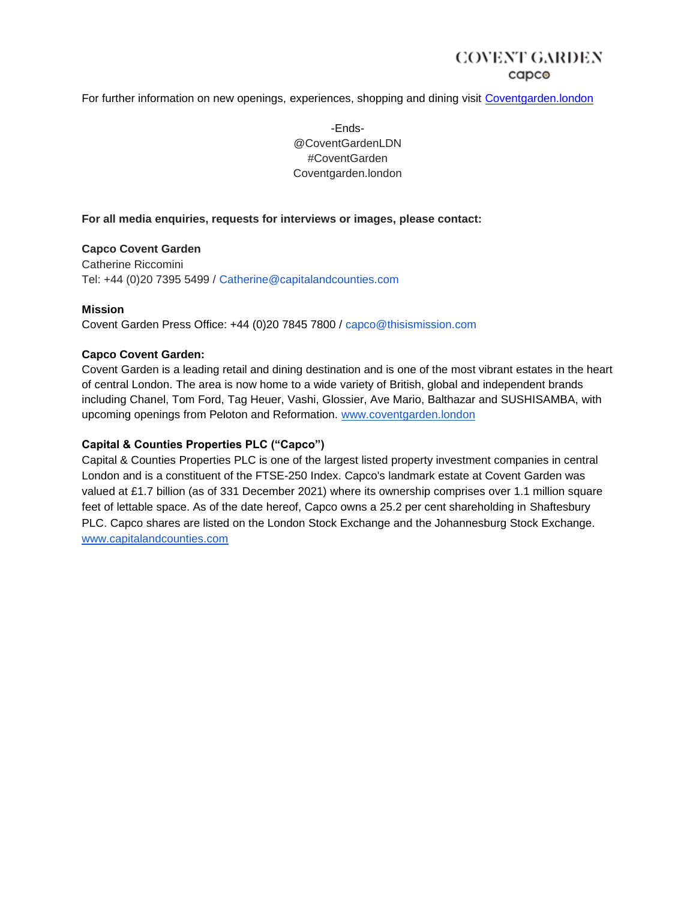For further information on new openings, experiences, shopping and dining visit [Coventgarden.london](https://Coventgarden.london)

-Ends-
@CoventGardenLDN
#CoventGarden
Coventgarden.london

**For all media enquiries, requests for interviews or images, please contact:**

**Capco Covent Garden**
Catherine Riccomini
Tel: +44 (0)20 7395 5499 / Catherine@capitalandcounties.com

**Mission**
Covent Garden Press Office: +44 (0)20 7845 7800 / capco@thisismission.com

**Capco Covent Garden:**
Covent Garden is a leading retail and dining destination and is one of the most vibrant estates in the heart of central London. The area is now home to a wide variety of British, global and independent brands including Chanel, Tom Ford, Tag Heuer, Vashi, Glossier, Ave Mario, Balthazar and SUSHISAMBA, with upcoming openings from Peloton and Reformation. [www.coventgarden.london](http://www.coventgarden.london)

**Capital & Counties Properties PLC ("Capco")**
Capital & Counties Properties PLC is one of the largest listed property investment companies in central London and is a constituent of the FTSE-250 Index. Capco's landmark estate at Covent Garden was valued at £1.7 billion (as of 331 December 2021) where its ownership comprises over 1.1 million square feet of lettable space. As of the date hereof, Capco owns a 25.2 per cent shareholding in Shaftesbury PLC. Capco shares are listed on the London Stock Exchange and the Johannesburg Stock Exchange. [www.capitalandcounties.com](http://www.capitalandcounties.com)